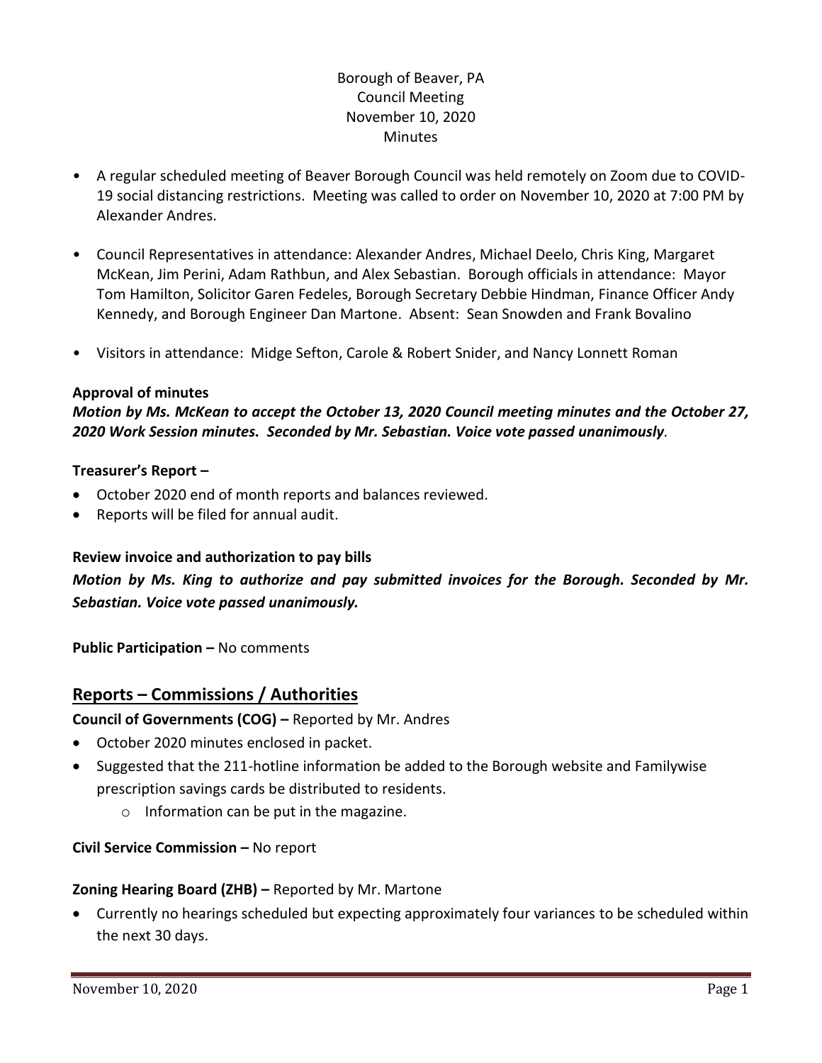Borough of Beaver, PA
Council Meeting
November 10, 2020
Minutes

- A regular scheduled meeting of Beaver Borough Council was held remotely on Zoom due to COVID-19 social distancing restrictions. Meeting was called to order on November 10, 2020 at 7:00 PM by Alexander Andres.

- Council Representatives in attendance: Alexander Andres, Michael Deelo, Chris King, Margaret McKean, Jim Perini, Adam Rathbun, and Alex Sebastian. Borough officials in attendance: Mayor Tom Hamilton, Solicitor Garen Fedeles, Borough Secretary Debbie Hindman, Finance Officer Andy Kennedy, and Borough Engineer Dan Martone. Absent: Sean Snowden and Frank Bovalino

- Visitors in attendance: Midge Sefton, Carole & Robert Snider, and Nancy Lonnett Roman

**Approval of minutes**

***Motion by Ms. McKean to accept the October 13, 2020 Council meeting minutes and the October 27, 2020 Work Session minutes. Seconded by Mr. Sebastian. Voice vote passed unanimously.***

**Treasurer's Report –**

- October 2020 end of month reports and balances reviewed.
- Reports will be filed for annual audit.

**Review invoice and authorization to pay bills**

***Motion by Ms. King to authorize and pay submitted invoices for the Borough. Seconded by Mr. Sebastian. Voice vote passed unanimously.***

**Public Participation –** No comments

## Reports – Commissions / Authorities

**Council of Governments (COG) –** Reported by Mr. Andres

- October 2020 minutes enclosed in packet.
- Suggested that the 211-hotline information be added to the Borough website and Familywise prescription savings cards be distributed to residents.
  - Information can be put in the magazine.

**Civil Service Commission –** No report

**Zoning Hearing Board (ZHB) –** Reported by Mr. Martone

- Currently no hearings scheduled but expecting approximately four variances to be scheduled within the next 30 days.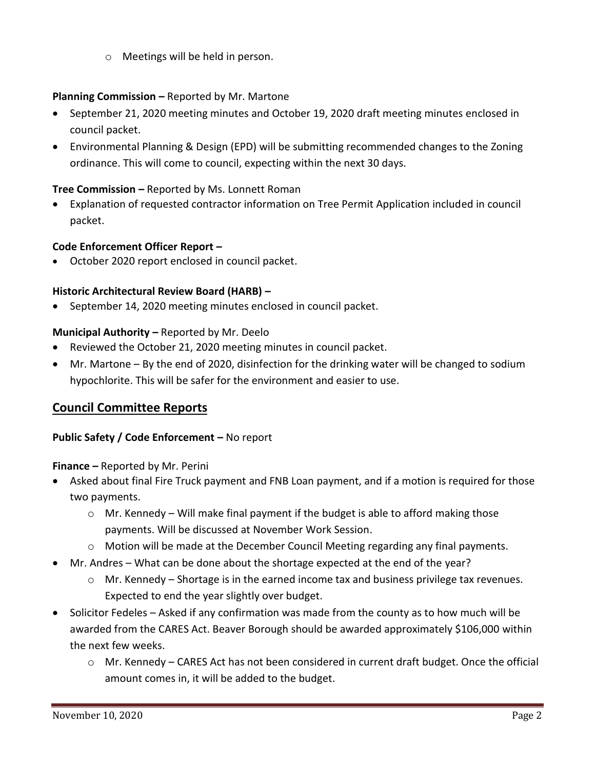- Meetings will be held in person.

**Planning Commission –** Reported by Mr. Martone

- September 21, 2020 meeting minutes and October 19, 2020 draft meeting minutes enclosed in council packet.
- Environmental Planning & Design (EPD) will be submitting recommended changes to the Zoning ordinance. This will come to council, expecting within the next 30 days.

**Tree Commission –** Reported by Ms. Lonnett Roman

- Explanation of requested contractor information on Tree Permit Application included in council packet.

**Code Enforcement Officer Report –**

- October 2020 report enclosed in council packet.

**Historic Architectural Review Board (HARB) –**

- September 14, 2020 meeting minutes enclosed in council packet.

**Municipal Authority –** Reported by Mr. Deelo

- Reviewed the October 21, 2020 meeting minutes in council packet.
- Mr. Martone – By the end of 2020, disinfection for the drinking water will be changed to sodium hypochlorite. This will be safer for the environment and easier to use.

## Council Committee Reports

**Public Safety / Code Enforcement –** No report

**Finance –** Reported by Mr. Perini

- Asked about final Fire Truck payment and FNB Loan payment, and if a motion is required for those two payments.
  - Mr. Kennedy – Will make final payment if the budget is able to afford making those payments. Will be discussed at November Work Session.
  - Motion will be made at the December Council Meeting regarding any final payments.
- Mr. Andres – What can be done about the shortage expected at the end of the year?
  - Mr. Kennedy – Shortage is in the earned income tax and business privilege tax revenues. Expected to end the year slightly over budget.
- Solicitor Fedeles – Asked if any confirmation was made from the county as to how much will be awarded from the CARES Act. Beaver Borough should be awarded approximately $106,000 within the next few weeks.
  - Mr. Kennedy – CARES Act has not been considered in current draft budget. Once the official amount comes in, it will be added to the budget.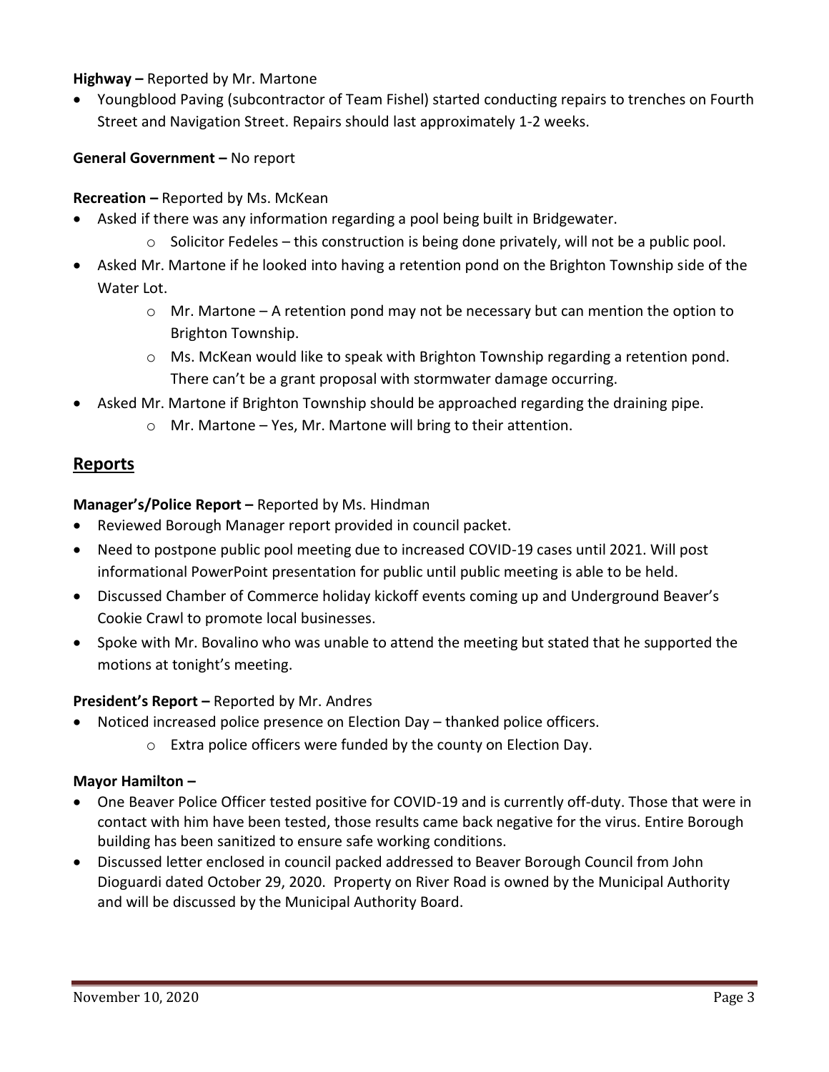**Highway –** Reported by Mr. Martone

- Youngblood Paving (subcontractor of Team Fishel) started conducting repairs to trenches on Fourth Street and Navigation Street. Repairs should last approximately 1-2 weeks.

**General Government –** No report

**Recreation –** Reported by Ms. McKean

- Asked if there was any information regarding a pool being built in Bridgewater.
  - Solicitor Fedeles – this construction is being done privately, will not be a public pool.
- Asked Mr. Martone if he looked into having a retention pond on the Brighton Township side of the Water Lot.
  - Mr. Martone – A retention pond may not be necessary but can mention the option to Brighton Township.
  - Ms. McKean would like to speak with Brighton Township regarding a retention pond. There can't be a grant proposal with stormwater damage occurring.
- Asked Mr. Martone if Brighton Township should be approached regarding the draining pipe.
  - Mr. Martone – Yes, Mr. Martone will bring to their attention.

## Reports

**Manager's/Police Report –** Reported by Ms. Hindman

- Reviewed Borough Manager report provided in council packet.
- Need to postpone public pool meeting due to increased COVID-19 cases until 2021. Will post informational PowerPoint presentation for public until public meeting is able to be held.
- Discussed Chamber of Commerce holiday kickoff events coming up and Underground Beaver's Cookie Crawl to promote local businesses.
- Spoke with Mr. Bovalino who was unable to attend the meeting but stated that he supported the motions at tonight's meeting.

**President's Report –** Reported by Mr. Andres

- Noticed increased police presence on Election Day – thanked police officers.
  - Extra police officers were funded by the county on Election Day.

**Mayor Hamilton –**

- One Beaver Police Officer tested positive for COVID-19 and is currently off-duty. Those that were in contact with him have been tested, those results came back negative for the virus. Entire Borough building has been sanitized to ensure safe working conditions.
- Discussed letter enclosed in council packed addressed to Beaver Borough Council from John Dioguardi dated October 29, 2020. Property on River Road is owned by the Municipal Authority and will be discussed by the Municipal Authority Board.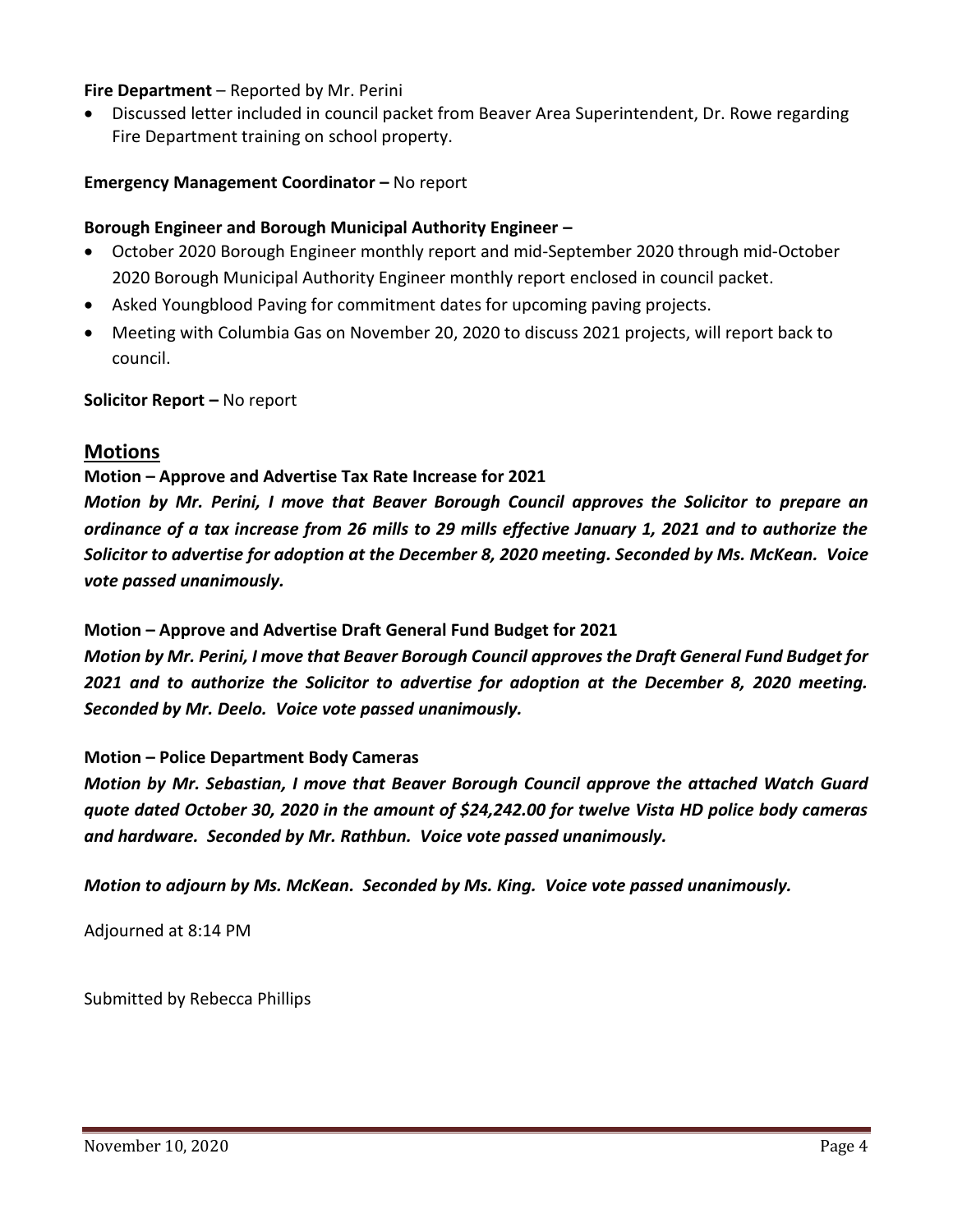**Fire Department** – Reported by Mr. Perini

- Discussed letter included in council packet from Beaver Area Superintendent, Dr. Rowe regarding Fire Department training on school property.

**Emergency Management Coordinator –** No report

**Borough Engineer and Borough Municipal Authority Engineer –**

- October 2020 Borough Engineer monthly report and mid-September 2020 through mid-October 2020 Borough Municipal Authority Engineer monthly report enclosed in council packet.
- Asked Youngblood Paving for commitment dates for upcoming paving projects.
- Meeting with Columbia Gas on November 20, 2020 to discuss 2021 projects, will report back to council.

**Solicitor Report –** No report

## Motions

**Motion – Approve and Advertise Tax Rate Increase for 2021**

***Motion by Mr. Perini, I move that Beaver Borough Council approves the Solicitor to prepare an ordinance of a tax increase from 26 mills to 29 mills effective January 1, 2021 and to authorize the Solicitor to advertise for adoption at the December 8, 2020 meeting. Seconded by Ms. McKean. Voice vote passed unanimously.***

**Motion – Approve and Advertise Draft General Fund Budget for 2021**

***Motion by Mr. Perini, I move that Beaver Borough Council approves the Draft General Fund Budget for 2021 and to authorize the Solicitor to advertise for adoption at the December 8, 2020 meeting. Seconded by Mr. Deelo. Voice vote passed unanimously.***

**Motion – Police Department Body Cameras**

***Motion by Mr. Sebastian, I move that Beaver Borough Council approve the attached Watch Guard quote dated October 30, 2020 in the amount of $24,242.00 for twelve Vista HD police body cameras and hardware. Seconded by Mr. Rathbun. Voice vote passed unanimously.***

***Motion to adjourn by Ms. McKean. Seconded by Ms. King. Voice vote passed unanimously.***

Adjourned at 8:14 PM

Submitted by Rebecca Phillips